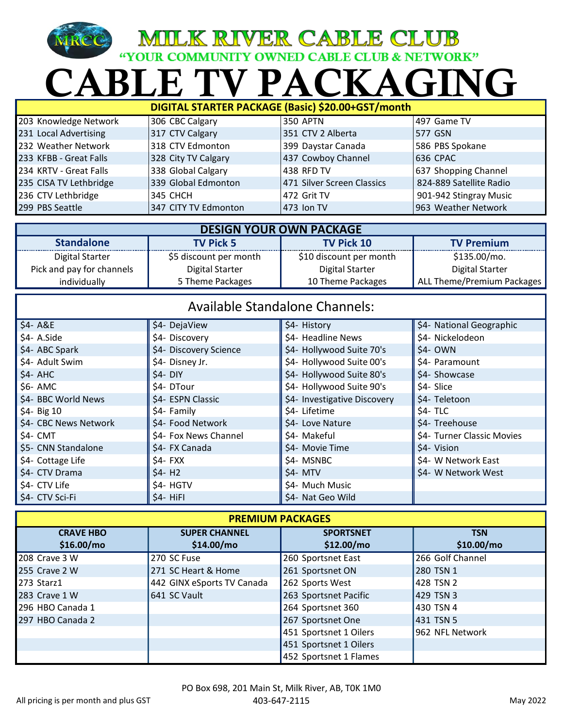# MILK RIVER CABLE CLUB

**"YOUR COMMUNITY OWNED CABLE CLUB & NETWORK"**

# CABLE TV PACKAGING

| DIGITAL STARTER PACKAGE (Basic) $20.00+GST/month | | | |
|---|---|---|---|
| 203 Knowledge Network | 306 CBC Calgary | 350 APTN | 497 Game TV |
| 231 Local Advertising | 317 CTV Calgary | 351 CTV 2 Alberta | 577 GSN |
| 232 Weather Network | 318 CTV Edmonton | 399 Daystar Canada | 586 PBS Spokane |
| 233 KFBB - Great Falls | 328 City TV Calgary | 437 Cowboy Channel | 636 CPAC |
| 234 KRTV - Great Falls | 338 Global Calgary | 438 RFD TV | 637 Shopping Channel |
| 235 CISA TV Lethbridge | 339 Global Edmonton | 471 Silver Screen Classics | 824-889 Satellite Radio |
| 236 CTV Lethbridge | 345 CHCH | 472 Grit TV | 901-942 Stingray Music |
| 299 PBS Seattle | 347 CITY TV Edmonton | 473 Ion TV | 963 Weather Network |

| DESIGN YOUR OWN PACKAGE | | | |
|---|---|---|---|
| **Standalone** | **TV Pick 5** | **TV Pick 10** | **TV Premium** |
| Digital Starter | $5 discount per month | $10 discount per month | $135.00/mo. |
| Pick and pay for channels | Digital Starter | Digital Starter | Digital Starter |
| individually | 5 Theme Packages | 10 Theme Packages | ALL Theme/Premium Packages |

| Available Standalone Channels: | | | |
|---|---|---|---|
| $4- A&E | $4- DejaView | $4- History | $4- National Geographic |
| $4- A.Side | $4- Discovery | $4- Headline News | $4- Nickelodeon |
| $4- ABC Spark | $4- Discovery Science | $4- Hollywood Suite 70's | $4- OWN |
| $4- Adult Swim | $4- Disney Jr. | $4- Hollywood Suite 00's | $4- Paramount |
| $4- AHC | $4- DIY | $4- Hollywood Suite 80's | $4- Showcase |
| $6- AMC | $4- DTour | $4- Hollywood Suite 90's | $4- Slice |
| $4- BBC World News | $4- ESPN Classic | $4- Investigative Discovery | $4- Teletoon |
| $4- Big 10 | $4- Family | $4- Lifetime | $4- TLC |
| $4- CBC News Network | $4- Food Network | $4- Love Nature | $4- Treehouse |
| $4- CMT | $4- Fox News Channel | $4- Makeful | $4- Turner Classic Movies |
| $5- CNN Standalone | $4- FX Canada | $4- Movie Time | $4- Vision |
| $4- Cottage Life | $4- FXX | $4- MSNBC | $4- W Network East |
| $4- CTV Drama | $4- H2 | $4- MTV | $4- W Network West |
| $4- CTV Life | $4- HGTV | $4- Much Music | |
| $4- CTV Sci-Fi | $4- HiFI | $4- Nat Geo Wild | |

| PREMIUM PACKAGES | | | |
|---|---|---|---|
| **CRAVE HBO $16.00/mo** | **SUPER CHANNEL $14.00/mo** | **SPORTSNET $12.00/mo** | **TSN $10.00/mo** |
| 208 Crave 3 W | 270 SC Fuse | 260 Sportsnet East | 266 Golf Channel |
| 255 Crave 2 W | 271 SC Heart & Home | 261 Sportsnet ON | 280 TSN 1 |
| 273 Starz1 | 442 GINX eSports TV Canada | 262 Sports West | 428 TSN 2 |
| 283 Crave 1 W | 641 SC Vault | 263 Sportsnet Pacific | 429 TSN 3 |
| 296 HBO Canada 1 | | 264 Sportsnet 360 | 430 TSN 4 |
| 297 HBO Canada 2 | | 267 Sportsnet One | 431 TSN 5 |
| | | 451 Sportsnet 1 Oilers | 962 NFL Network |
| | | 451 Sportsnet 1 Oilers | |
| | | 452 Sportsnet 1 Flames | |

PO Box 698, 201 Main St, Milk River, AB, T0K 1M0

403-647-2115

All pricing is per month and plus GST

May 2022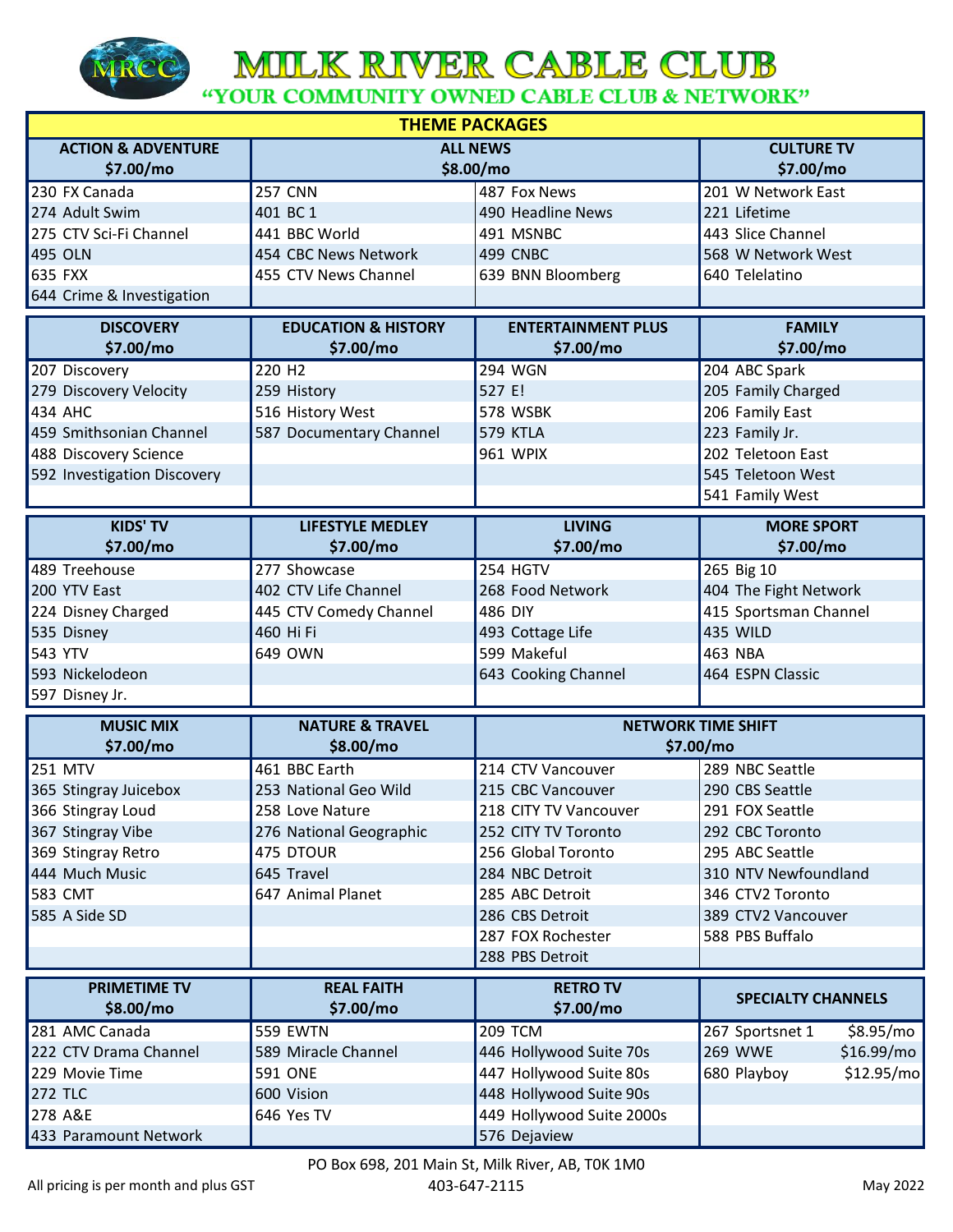# MILK RIVER CABLE CLUB

**"YOUR COMMUNITY OWNED CABLE CLUB & NETWORK"**

## THEME PACKAGES

| ACTION & ADVENTURE $7.00/mo | ALL NEWS $8.00/mo | | CULTURE TV $7.00/mo |
|---|---|---|---|
| 230 FX Canada | 257 CNN | 487 Fox News | 201 W Network East |
| 274 Adult Swim | 401 BC 1 | 490 Headline News | 221 Lifetime |
| 275 CTV Sci-Fi Channel | 441 BBC World | 491 MSNBC | 443 Slice Channel |
| 495 OLN | 454 CBC News Network | 499 CNBC | 568 W Network West |
| 635 FXX | 455 CTV News Channel | 639 BNN Bloomberg | 640 Telelatino |
| 644 Crime & Investigation | | | |

| DISCOVERY $7.00/mo | EDUCATION & HISTORY $7.00/mo | ENTERTAINMENT PLUS $7.00/mo | FAMILY $7.00/mo |
|---|---|---|---|
| 207 Discovery | 220 H2 | 294 WGN | 204 ABC Spark |
| 279 Discovery Velocity | 259 History | 527 E! | 205 Family Charged |
| 434 AHC | 516 History West | 578 WSBK | 206 Family East |
| 459 Smithsonian Channel | 587 Documentary Channel | 579 KTLA | 223 Family Jr. |
| 488 Discovery Science | | 961 WPIX | 202 Teletoon East |
| 592 Investigation Discovery | | | 545 Teletoon West |
| | | | 541 Family West |

| KIDS' TV $7.00/mo | LIFESTYLE MEDLEY $7.00/mo | LIVING $7.00/mo | MORE SPORT $7.00/mo |
|---|---|---|---|
| 489 Treehouse | 277 Showcase | 254 HGTV | 265 Big 10 |
| 200 YTV East | 402 CTV Life Channel | 268 Food Network | 404 The Fight Network |
| 224 Disney Charged | 445 CTV Comedy Channel | 486 DIY | 415 Sportsman Channel |
| 535 Disney | 460 Hi Fi | 493 Cottage Life | 435 WILD |
| 543 YTV | 649 OWN | 599 Makeful | 463 NBA |
| 593 Nickelodeon | | 643 Cooking Channel | 464 ESPN Classic |
| 597 Disney Jr. | | | |

| MUSIC MIX $7.00/mo | NATURE & TRAVEL $8.00/mo | NETWORK TIME SHIFT $7.00/mo | |
|---|---|---|---|
| 251 MTV | 461 BBC Earth | 214 CTV Vancouver | 289 NBC Seattle |
| 365 Stingray Juicebox | 253 National Geo Wild | 215 CBC Vancouver | 290 CBS Seattle |
| 366 Stingray Loud | 258 Love Nature | 218 CITY TV Vancouver | 291 FOX Seattle |
| 367 Stingray Vibe | 276 National Geographic | 252 CITY TV Toronto | 292 CBC Toronto |
| 369 Stingray Retro | 475 DTOUR | 256 Global Toronto | 295 ABC Seattle |
| 444 Much Music | 645 Travel | 284 NBC Detroit | 310 NTV Newfoundland |
| 583 CMT | 647 Animal Planet | 285 ABC Detroit | 346 CTV2 Toronto |
| 585 A Side SD | | 286 CBS Detroit | 389 CTV2 Vancouver |
| | | 287 FOX Rochester | 588 PBS Buffalo |
| | | 288 PBS Detroit | |

| PRIMETIME TV $8.00/mo | REAL FAITH $7.00/mo | RETRO TV $7.00/mo | SPECIALTY CHANNELS | |
|---|---|---|---|---|
| 281 AMC Canada | 559 EWTN | 209 TCM | 267 Sportsnet 1 | $8.95/mo |
| 222 CTV Drama Channel | 589 Miracle Channel | 446 Hollywood Suite 70s | 269 WWE | $16.99/mo |
| 229 Movie Time | 591 ONE | 447 Hollywood Suite 80s | 680 Playboy | $12.95/mo |
| 272 TLC | 600 Vision | 448 Hollywood Suite 90s | | |
| 278 A&E | 646 Yes TV | 449 Hollywood Suite 2000s | | |
| 433 Paramount Network | | 576 Dejaview | | |

PO Box 698, 201 Main St, Milk River, AB, T0K 1M0

All pricing is per month and plus GST

403-647-2115

May 2022